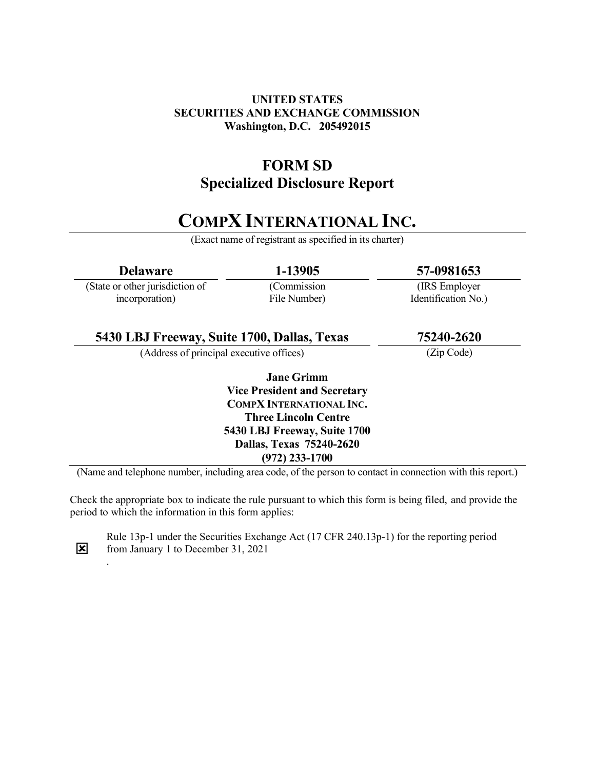**UNITED STATES**
**SECURITIES AND EXCHANGE COMMISSION**
**Washington, D.C. 205492015**

# FORM SD
## Specialized Disclosure Report

# COMPX INTERNATIONAL INC.

(Exact name of registrant as specified in its charter)

| **Delaware** | **1-13905** | **57-0981653** |
|---|---|---|
| (State or other jurisdiction of incorporation) | (Commission File Number) | (IRS Employer Identification No.) |

| **5430 LBJ Freeway, Suite 1700, Dallas, Texas** | **75240-2620** |
|---|---|
| (Address of principal executive offices) | (Zip Code) |

**Jane Grimm**
**Vice President and Secretary**
**COMPX INTERNATIONAL INC.**
**Three Lincoln Centre**
**5430 LBJ Freeway, Suite 1700**
**Dallas, Texas 75240-2620**
**(972) 233-1700**

(Name and telephone number, including area code, of the person to contact in connection with this report.)

Check the appropriate box to indicate the rule pursuant to which this form is being filed, and provide the period to which the information in this form applies:

☒ Rule 13p-1 under the Securities Exchange Act (17 CFR 240.13p-1) for the reporting period from January 1 to December 31, 2021
.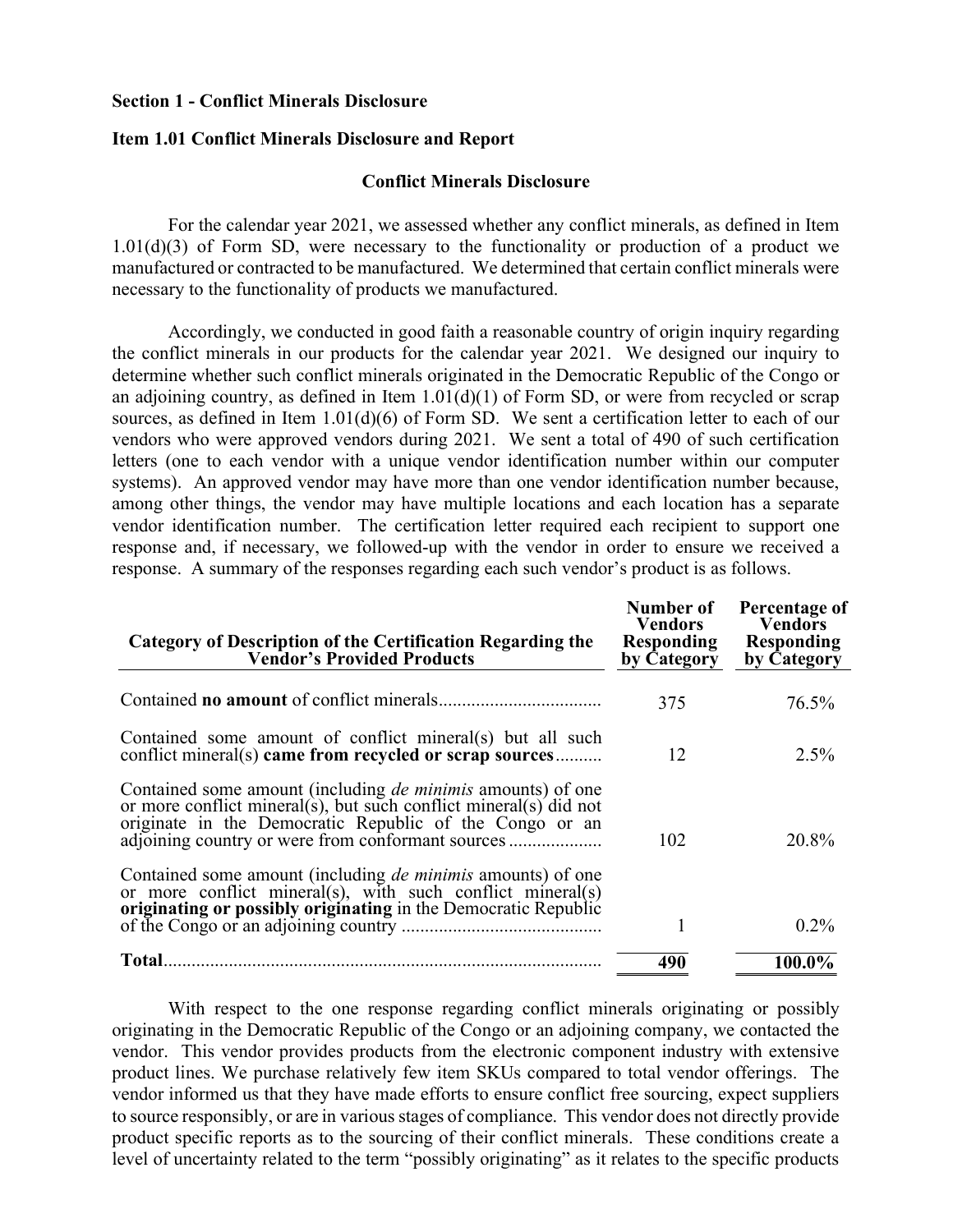**Section 1 - Conflict Minerals Disclosure**

**Item 1.01 Conflict Minerals Disclosure and Report**

**Conflict Minerals Disclosure**

For the calendar year 2021, we assessed whether any conflict minerals, as defined in Item 1.01(d)(3) of Form SD, were necessary to the functionality or production of a product we manufactured or contracted to be manufactured. We determined that certain conflict minerals were necessary to the functionality of products we manufactured.

Accordingly, we conducted in good faith a reasonable country of origin inquiry regarding the conflict minerals in our products for the calendar year 2021. We designed our inquiry to determine whether such conflict minerals originated in the Democratic Republic of the Congo or an adjoining country, as defined in Item 1.01(d)(1) of Form SD, or were from recycled or scrap sources, as defined in Item 1.01(d)(6) of Form SD. We sent a certification letter to each of our vendors who were approved vendors during 2021. We sent a total of 490 of such certification letters (one to each vendor with a unique vendor identification number within our computer systems). An approved vendor may have more than one vendor identification number because, among other things, the vendor may have multiple locations and each location has a separate vendor identification number. The certification letter required each recipient to support one response and, if necessary, we followed-up with the vendor in order to ensure we received a response. A summary of the responses regarding each such vendor's product is as follows.

| Category of Description of the Certification Regarding the Vendor's Provided Products | Number of Vendors Responding by Category | Percentage of Vendors Responding by Category |
|---|---|---|
| Contained **no amount** of conflict minerals | 375 | 76.5% |
| Contained some amount of conflict mineral(s) but all such conflict mineral(s) **came from recycled or scrap sources** | 12 | 2.5% |
| Contained some amount (including *de minimis* amounts) of one or more conflict mineral(s), but such conflict mineral(s) did not originate in the Democratic Republic of the Congo or an adjoining country or were from conformant sources | 102 | 20.8% |
| Contained some amount (including *de minimis* amounts) of one or more conflict mineral(s), with such conflict mineral(s) **originating or possibly originating** in the Democratic Republic of the Congo or an adjoining country | 1 | 0.2% |
| **Total** | **490** | **100.0%** |

With respect to the one response regarding conflict minerals originating or possibly originating in the Democratic Republic of the Congo or an adjoining company, we contacted the vendor. This vendor provides products from the electronic component industry with extensive product lines. We purchase relatively few item SKUs compared to total vendor offerings. The vendor informed us that they have made efforts to ensure conflict free sourcing, expect suppliers to source responsibly, or are in various stages of compliance. This vendor does not directly provide product specific reports as to the sourcing of their conflict minerals. These conditions create a level of uncertainty related to the term "possibly originating" as it relates to the specific products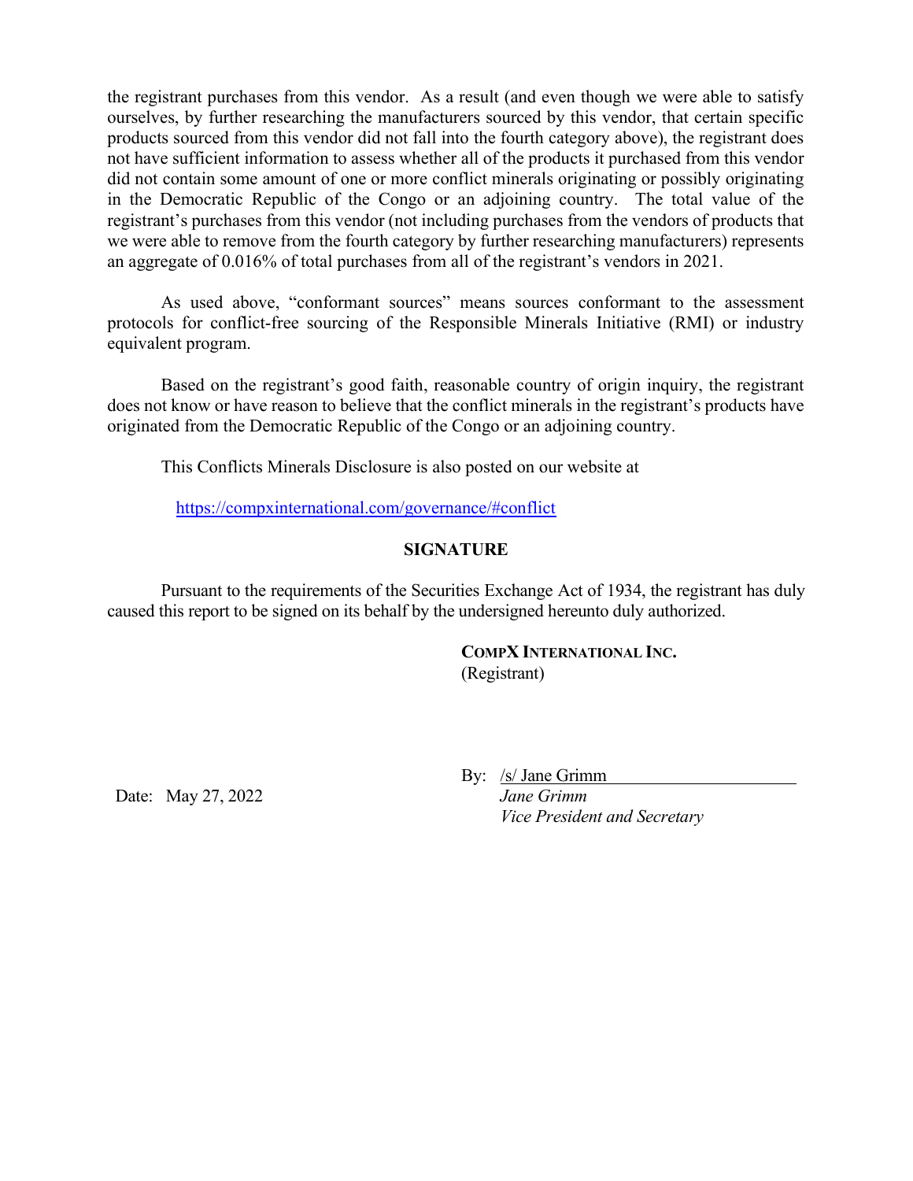the registrant purchases from this vendor. As a result (and even though we were able to satisfy ourselves, by further researching the manufacturers sourced by this vendor, that certain specific products sourced from this vendor did not fall into the fourth category above), the registrant does not have sufficient information to assess whether all of the products it purchased from this vendor did not contain some amount of one or more conflict minerals originating or possibly originating in the Democratic Republic of the Congo or an adjoining country. The total value of the registrant's purchases from this vendor (not including purchases from the vendors of products that we were able to remove from the fourth category by further researching manufacturers) represents an aggregate of 0.016% of total purchases from all of the registrant's vendors in 2021.

As used above, "conformant sources" means sources conformant to the assessment protocols for conflict-free sourcing of the Responsible Minerals Initiative (RMI) or industry equivalent program.

Based on the registrant's good faith, reasonable country of origin inquiry, the registrant does not know or have reason to believe that the conflict minerals in the registrant's products have originated from the Democratic Republic of the Congo or an adjoining country.

This Conflicts Minerals Disclosure is also posted on our website at

https://compxinternational.com/governance/#conflict

## SIGNATURE

Pursuant to the requirements of the Securities Exchange Act of 1934, the registrant has duly caused this report to be signed on its behalf by the undersigned hereunto duly authorized.

**COMPX INTERNATIONAL INC.**
(Registrant)

Date: May 27, 2022

By: /s/ Jane Grimm
*Jane Grimm*
*Vice President and Secretary*